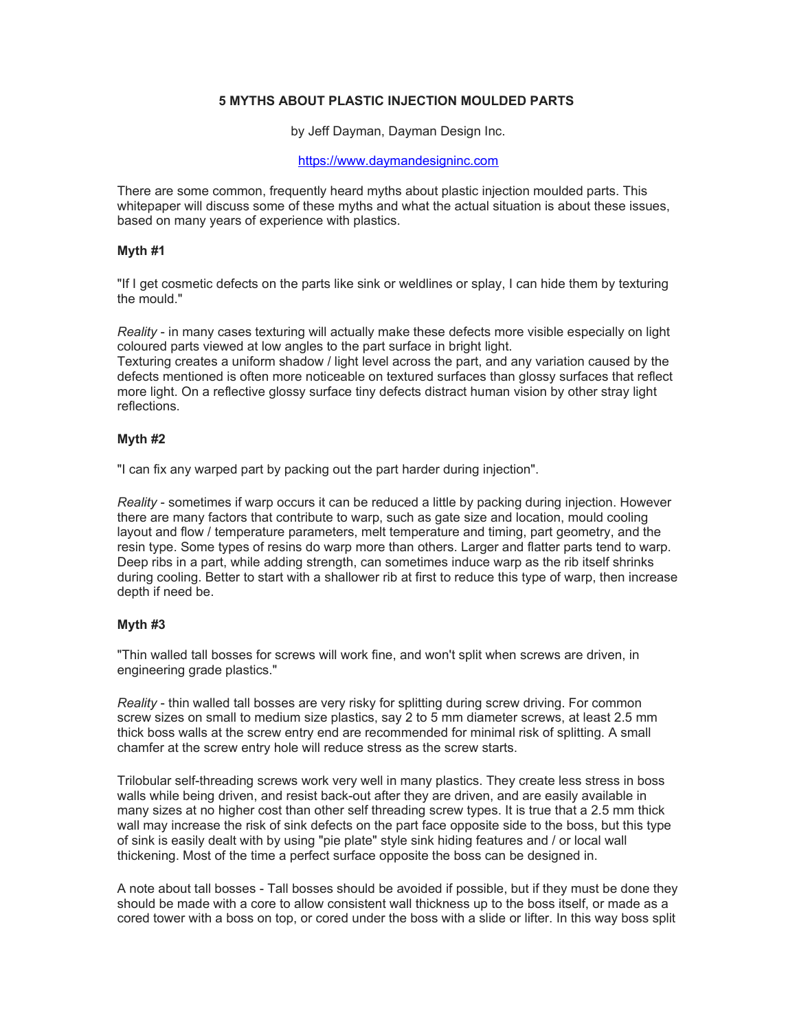# 5 MYTHS ABOUT PLASTIC INJECTION MOULDED PARTS

by Jeff Dayman, Dayman Design Inc.

https://www.daymandesigninc.com

There are some common, frequently heard myths about plastic injection moulded parts. This whitepaper will discuss some of these myths and what the actual situation is about these issues, based on many years of experience with plastics.

### Myth #1

"If I get cosmetic defects on the parts like sink or weldlines or splay, I can hide them by texturing the mould."

*Reality* - in many cases texturing will actually make these defects more visible especially on light coloured parts viewed at low angles to the part surface in bright light.
Texturing creates a uniform shadow / light level across the part, and any variation caused by the defects mentioned is often more noticeable on textured surfaces than glossy surfaces that reflect more light. On a reflective glossy surface tiny defects distract human vision by other stray light reflections.

### Myth #2

"I can fix any warped part by packing out the part harder during injection".

*Reality* - sometimes if warp occurs it can be reduced a little by packing during injection. However there are many factors that contribute to warp, such as gate size and location, mould cooling layout and flow / temperature parameters, melt temperature and timing, part geometry, and the resin type. Some types of resins do warp more than others. Larger and flatter parts tend to warp. Deep ribs in a part, while adding strength, can sometimes induce warp as the rib itself shrinks during cooling. Better to start with a shallower rib at first to reduce this type of warp, then increase depth if need be.

### Myth #3

"Thin walled tall bosses for screws will work fine, and won't split when screws are driven, in engineering grade plastics."

*Reality* - thin walled tall bosses are very risky for splitting during screw driving. For common screw sizes on small to medium size plastics, say 2 to 5 mm diameter screws, at least 2.5 mm thick boss walls at the screw entry end are recommended for minimal risk of splitting. A small chamfer at the screw entry hole will reduce stress as the screw starts.

Trilobular self-threading screws work very well in many plastics. They create less stress in boss walls while being driven, and resist back-out after they are driven, and are easily available in many sizes at no higher cost than other self threading screw types. It is true that a 2.5 mm thick wall may increase the risk of sink defects on the part face opposite side to the boss, but this type of sink is easily dealt with by using "pie plate" style sink hiding features and / or local wall thickening. Most of the time a perfect surface opposite the boss can be designed in.

A note about tall bosses - Tall bosses should be avoided if possible, but if they must be done they should be made with a core to allow consistent wall thickness up to the boss itself, or made as a cored tower with a boss on top, or cored under the boss with a slide or lifter. In this way boss split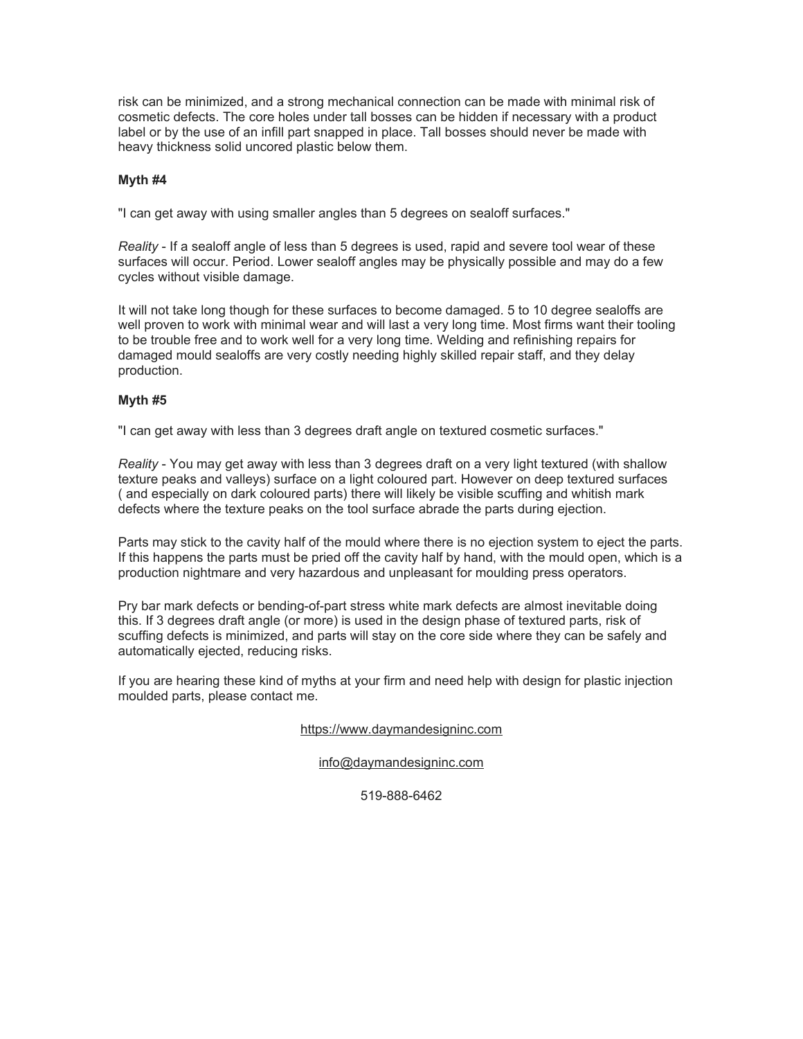risk can be minimized, and a strong mechanical connection can be made with minimal risk of cosmetic defects. The core holes under tall bosses can be hidden if necessary with a product label or by the use of an infill part snapped in place. Tall bosses should never be made with heavy thickness solid uncored plastic below them.

**Myth #4**

"I can get away with using smaller angles than 5 degrees on sealoff surfaces."

*Reality* - If a sealoff angle of less than 5 degrees is used, rapid and severe tool wear of these surfaces will occur. Period. Lower sealoff angles may be physically possible and may do a few cycles without visible damage.

It will not take long though for these surfaces to become damaged. 5 to 10 degree sealoffs are well proven to work with minimal wear and will last a very long time. Most firms want their tooling to be trouble free and to work well for a very long time. Welding and refinishing repairs for damaged mould sealoffs are very costly needing highly skilled repair staff, and they delay production.

**Myth #5**

"I can get away with less than 3 degrees draft angle on textured cosmetic surfaces."

*Reality* - You may get away with less than 3 degrees draft on a very light textured (with shallow texture peaks and valleys) surface on a light coloured part. However on deep textured surfaces ( and especially on dark coloured parts) there will likely be visible scuffing and whitish mark defects where the texture peaks on the tool surface abrade the parts during ejection.

Parts may stick to the cavity half of the mould where there is no ejection system to eject the parts. If this happens the parts must be pried off the cavity half by hand, with the mould open, which is a production nightmare and very hazardous and unpleasant for moulding press operators.

Pry bar mark defects or bending-of-part stress white mark defects are almost inevitable doing this. If 3 degrees draft angle (or more) is used in the design phase of textured parts, risk of scuffing defects is minimized, and parts will stay on the core side where they can be safely and automatically ejected, reducing risks.

If you are hearing these kind of myths at your firm and need help with design for plastic injection moulded parts, please contact me.

https://www.daymandesigninc.com

info@daymandesigninc.com

519-888-6462